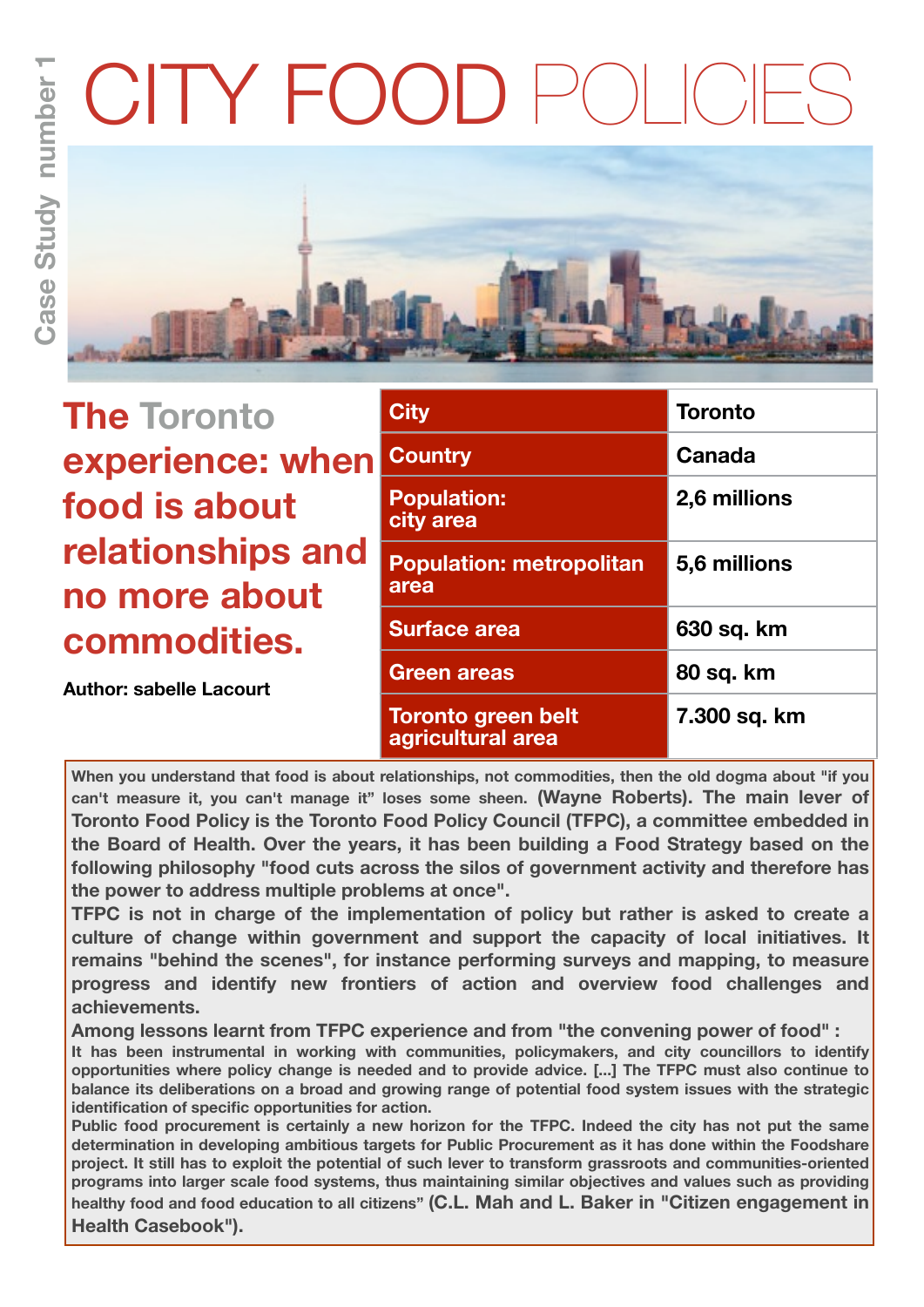Case Study number 1

# CITY FOOD POLICIES

## The Toronto experience: when food is about relationships and no more about commodities.

**Author: sabelle Lacourt**

| City | Toronto |
|---|---|
| Country | Canada |
| Population: city area | 2,6 millions |
| Population: metropolitan area | 5,6 millions |
| Surface area | 630 sq. km |
| Green areas | 80 sq. km |
| Toronto green belt agricultural area | 7.300 sq. km |

When you understand that food is about relationships, not commodities, then the old dogma about "if you can't measure it, you can't manage it" loses some sheen. (Wayne Roberts). The main lever of Toronto Food Policy is the Toronto Food Policy Council (TFPC), a committee embedded in the Board of Health. Over the years, it has been building a Food Strategy based on the following philosophy "food cuts across the silos of government activity and therefore has the power to address multiple problems at once".

TFPC is not in charge of the implementation of policy but rather is asked to create a culture of change within government and support the capacity of local initiatives. It remains "behind the scenes", for instance performing surveys and mapping, to measure progress and identify new frontiers of action and overview food challenges and achievements.

Among lessons learnt from TFPC experience and from "the convening power of food" :

It has been instrumental in working with communities, policymakers, and city councillors to identify opportunities where policy change is needed and to provide advice. [...] The TFPC must also continue to balance its deliberations on a broad and growing range of potential food system issues with the strategic identification of specific opportunities for action.

Public food procurement is certainly a new horizon for the TFPC. Indeed the city has not put the same determination in developing ambitious targets for Public Procurement as it has done within the Foodshare project. It still has to exploit the potential of such lever to transform grassroots and communities-oriented programs into larger scale food systems, thus maintaining similar objectives and values such as providing healthy food and food education to all citizens" (C.L. Mah and L. Baker in "Citizen engagement in Health Casebook").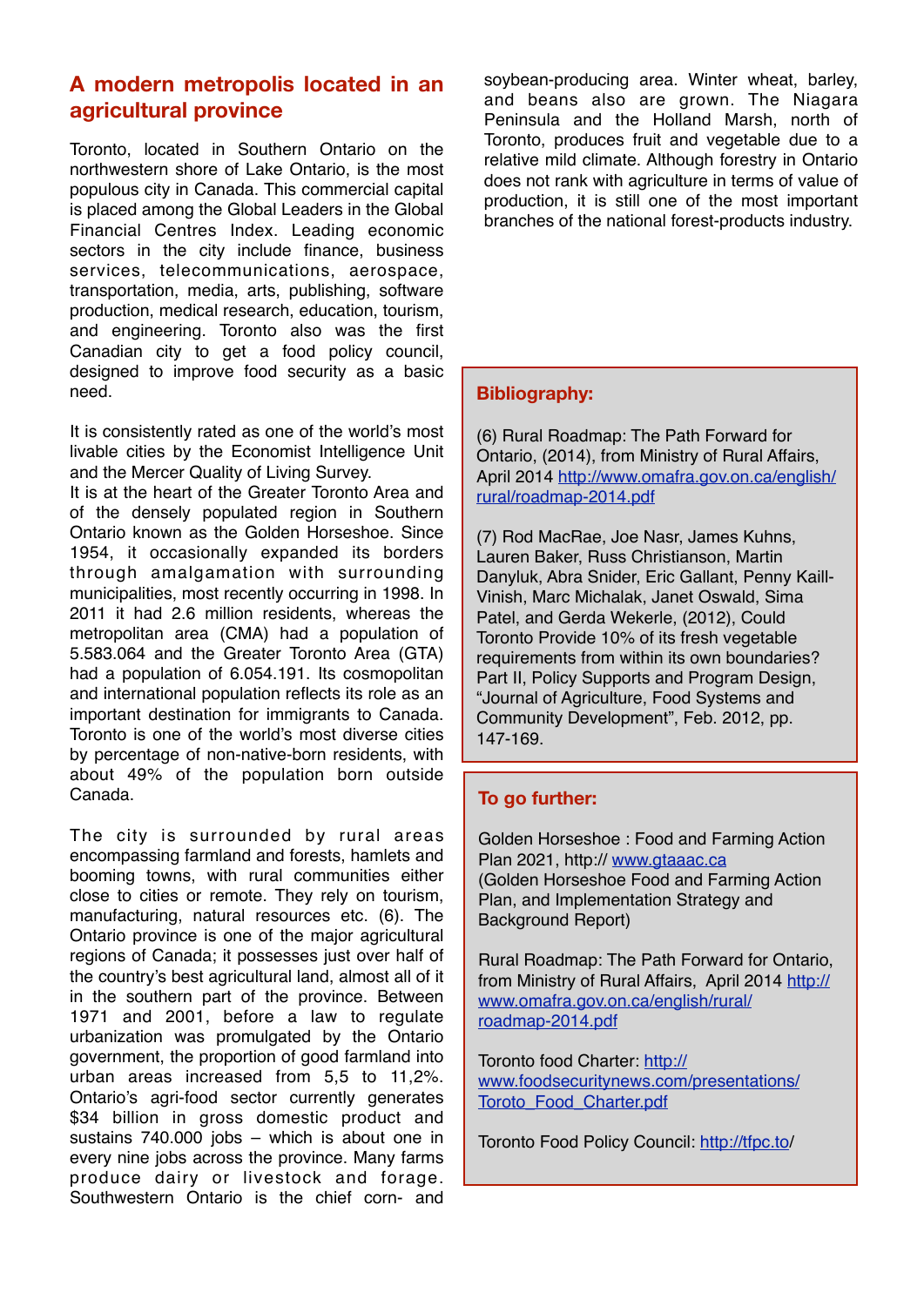## A modern metropolis located in an agricultural province

Toronto, located in Southern Ontario on the northwestern shore of Lake Ontario, is the most populous city in Canada. This commercial capital is placed among the Global Leaders in the Global Financial Centres Index. Leading economic sectors in the city include finance, business services, telecommunications, aerospace, transportation, media, arts, publishing, software production, medical research, education, tourism, and engineering. Toronto also was the first Canadian city to get a food policy council, designed to improve food security as a basic need.

It is consistently rated as one of the world's most livable cities by the Economist Intelligence Unit and the Mercer Quality of Living Survey.
It is at the heart of the Greater Toronto Area and of the densely populated region in Southern Ontario known as the Golden Horseshoe. Since 1954, it occasionally expanded its borders through amalgamation with surrounding municipalities, most recently occurring in 1998. In 2011 it had 2.6 million residents, whereas the metropolitan area (CMA) had a population of 5.583.064 and the Greater Toronto Area (GTA) had a population of 6.054.191. Its cosmopolitan and international population reflects its role as an important destination for immigrants to Canada. Toronto is one of the world's most diverse cities by percentage of non-native-born residents, with about 49% of the population born outside Canada.

The city is surrounded by rural areas encompassing farmland and forests, hamlets and booming towns, with rural communities either close to cities or remote. They rely on tourism, manufacturing, natural resources etc. (6). The Ontario province is one of the major agricultural regions of Canada; it possesses just over half of the country's best agricultural land, almost all of it in the southern part of the province. Between 1971 and 2001, before a law to regulate urbanization was promulgated by the Ontario government, the proportion of good farmland into urban areas increased from 5,5 to 11,2%. Ontario's agri-food sector currently generates $34 billion in gross domestic product and sustains 740.000 jobs – which is about one in every nine jobs across the province. Many farms produce dairy or livestock and forage. Southwestern Ontario is the chief corn- and soybean-producing area. Winter wheat, barley, and beans also are grown. The Niagara Peninsula and the Holland Marsh, north of Toronto, produces fruit and vegetable due to a relative mild climate. Although forestry in Ontario does not rank with agriculture in terms of value of production, it is still one of the most important branches of the national forest-products industry.

### Bibliography:

(6) Rural Roadmap: The Path Forward for Ontario, (2014), from Ministry of Rural Affairs, April 2014 http://www.omafra.gov.on.ca/english/rural/roadmap-2014.pdf

(7) Rod MacRae, Joe Nasr, James Kuhns, Lauren Baker, Russ Christianson, Martin Danyluk, Abra Snider, Eric Gallant, Penny Kaill-Vinish, Marc Michalak, Janet Oswald, Sima Patel, and Gerda Wekerle, (2012), Could Toronto Provide 10% of its fresh vegetable requirements from within its own boundaries? Part II, Policy Supports and Program Design, "Journal of Agriculture, Food Systems and Community Development", Feb. 2012, pp. 147-169.

### To go further:

Golden Horseshoe : Food and Farming Action Plan 2021, http:// www.gtaaac.ca
(Golden Horseshoe Food and Farming Action Plan, and Implementation Strategy and Background Report)

Rural Roadmap: The Path Forward for Ontario, from Ministry of Rural Affairs, April 2014 http://www.omafra.gov.on.ca/english/rural/roadmap-2014.pdf

Toronto food Charter: http://www.foodsecuritynews.com/presentations/Toroto_Food_Charter.pdf

Toronto Food Policy Council: http://tfpc.to/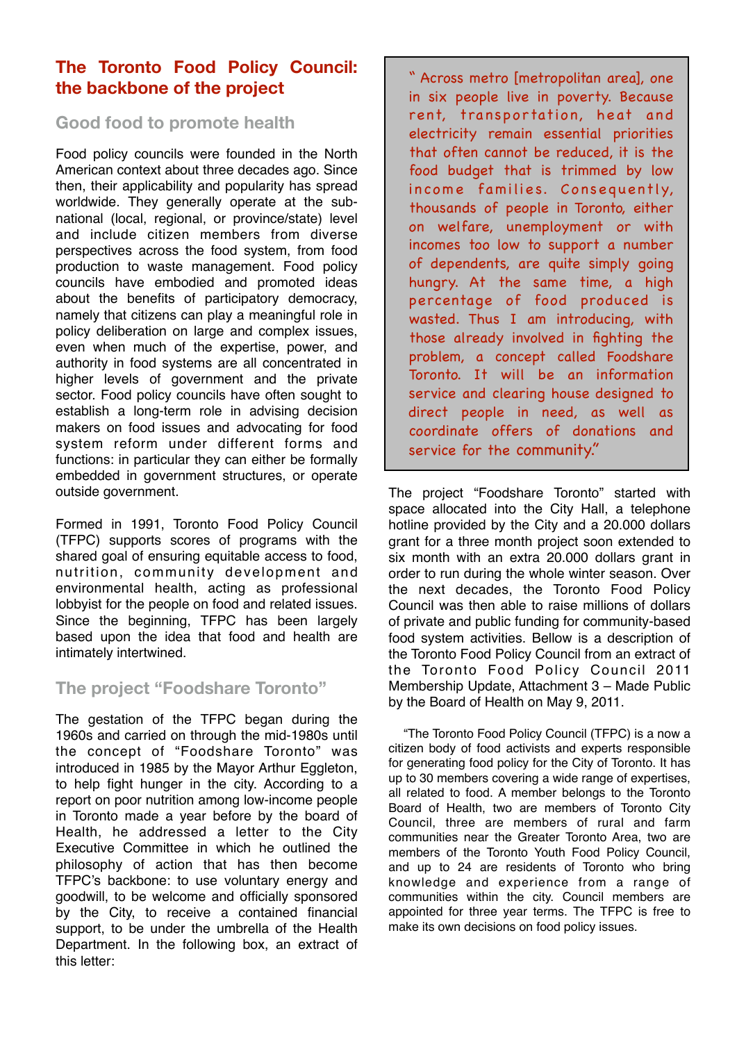## The Toronto Food Policy Council: the backbone of the project

### Good food to promote health

Food policy councils were founded in the North American context about three decades ago. Since then, their applicability and popularity has spread worldwide. They generally operate at the sub-national (local, regional, or province/state) level and include citizen members from diverse perspectives across the food system, from food production to waste management. Food policy councils have embodied and promoted ideas about the benefits of participatory democracy, namely that citizens can play a meaningful role in policy deliberation on large and complex issues, even when much of the expertise, power, and authority in food systems are all concentrated in higher levels of government and the private sector. Food policy councils have often sought to establish a long-term role in advising decision makers on food issues and advocating for food system reform under different forms and functions: in particular they can either be formally embedded in government structures, or operate outside government.

Formed in 1991, Toronto Food Policy Council (TFPC) supports scores of programs with the shared goal of ensuring equitable access to food, nutrition, community development and environmental health, acting as professional lobbyist for the people on food and related issues. Since the beginning, TFPC has been largely based upon the idea that food and health are intimately intertwined.

### The project "Foodshare Toronto"

The gestation of the TFPC began during the 1960s and carried on through the mid-1980s until the concept of "Foodshare Toronto" was introduced in 1985 by the Mayor Arthur Eggleton, to help fight hunger in the city. According to a report on poor nutrition among low-income people in Toronto made a year before by the board of Health, he addressed a letter to the City Executive Committee in which he outlined the philosophy of action that has then become TFPC's backbone: to use voluntary energy and goodwill, to be welcome and officially sponsored by the City, to receive a contained financial support, to be under the umbrella of the Health Department. In the following box, an extract of this letter:

> " Across metro [metropolitan area], one in six people live in poverty. Because rent, transportation, heat and electricity remain essential priorities that often cannot be reduced, it is the food budget that is trimmed by low income families. Consequently, thousands of people in Toronto, either on welfare, unemployment or with incomes too low to support a number of dependents, are quite simply going hungry. At the same time, a high percentage of food produced is wasted. Thus I am introducing, with those already involved in fighting the problem, a concept called Foodshare Toronto. It will be an information service and clearing house designed to direct people in need, as well as coordinate offers of donations and service for the community."

The project "Foodshare Toronto" started with space allocated into the City Hall, a telephone hotline provided by the City and a 20.000 dollars grant for a three month project soon extended to six month with an extra 20.000 dollars grant in order to run during the whole winter season. Over the next decades, the Toronto Food Policy Council was then able to raise millions of dollars of private and public funding for community-based food system activities. Bellow is a description of the Toronto Food Policy Council from an extract of the Toronto Food Policy Council 2011 Membership Update, Attachment 3 – Made Public by the Board of Health on May 9, 2011.

"The Toronto Food Policy Council (TFPC) is a now a citizen body of food activists and experts responsible for generating food policy for the City of Toronto. It has up to 30 members covering a wide range of expertises, all related to food. A member belongs to the Toronto Board of Health, two are members of Toronto City Council, three are members of rural and farm communities near the Greater Toronto Area, two are members of the Toronto Youth Food Policy Council, and up to 24 are residents of Toronto who bring knowledge and experience from a range of communities within the city. Council members are appointed for three year terms. The TFPC is free to make its own decisions on food policy issues.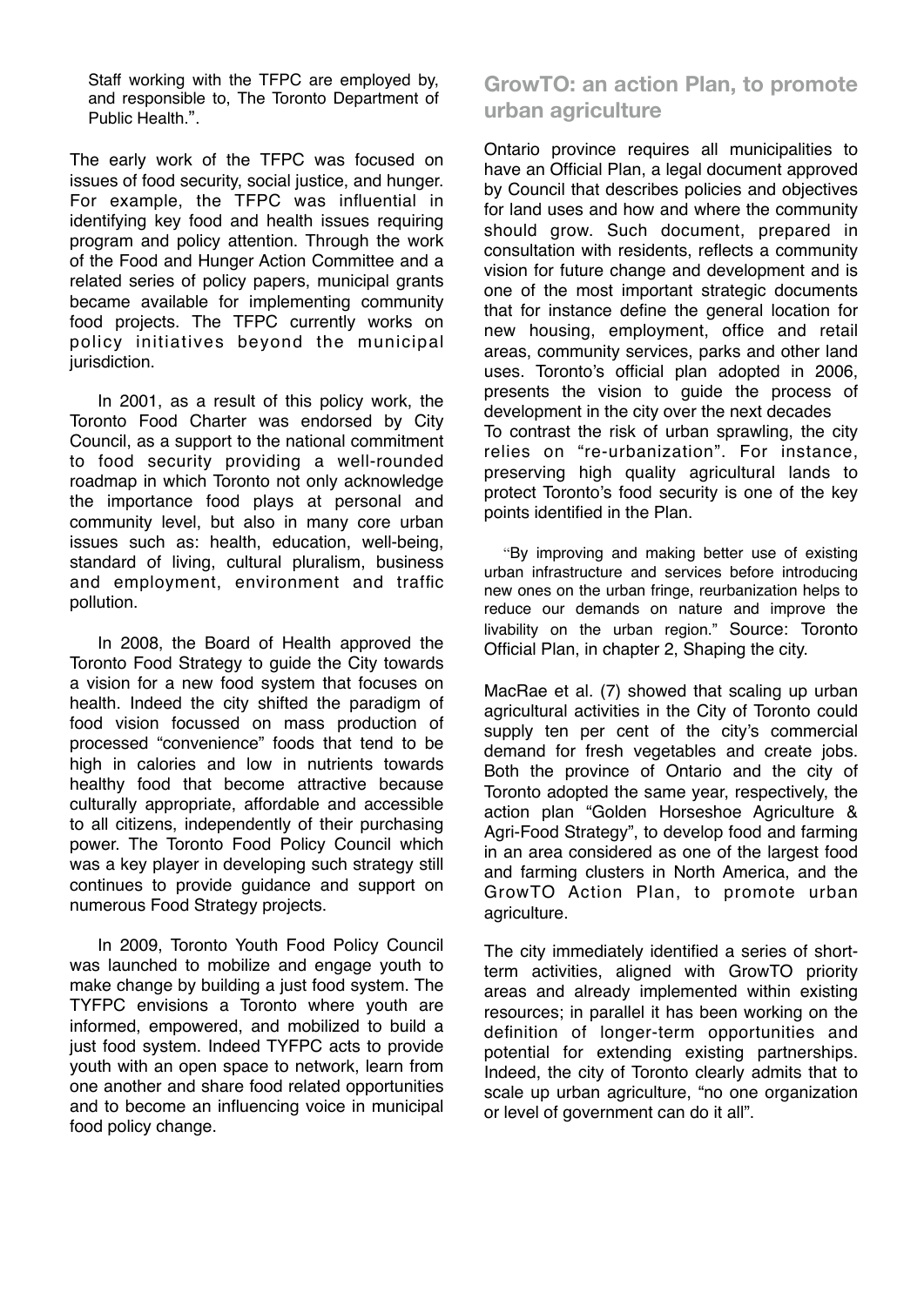Staff working with the TFPC are employed by, and responsible to, The Toronto Department of Public Health.".

The early work of the TFPC was focused on issues of food security, social justice, and hunger. For example, the TFPC was influential in identifying key food and health issues requiring program and policy attention. Through the work of the Food and Hunger Action Committee and a related series of policy papers, municipal grants became available for implementing community food projects. The TFPC currently works on policy initiatives beyond the municipal jurisdiction.

In 2001, as a result of this policy work, the Toronto Food Charter was endorsed by City Council, as a support to the national commitment to food security providing a well-rounded roadmap in which Toronto not only acknowledge the importance food plays at personal and community level, but also in many core urban issues such as: health, education, well-being, standard of living, cultural pluralism, business and employment, environment and traffic pollution.

In 2008, the Board of Health approved the Toronto Food Strategy to guide the City towards a vision for a new food system that focuses on health. Indeed the city shifted the paradigm of food vision focussed on mass production of processed "convenience" foods that tend to be high in calories and low in nutrients towards healthy food that become attractive because culturally appropriate, affordable and accessible to all citizens, independently of their purchasing power. The Toronto Food Policy Council which was a key player in developing such strategy still continues to provide guidance and support on numerous Food Strategy projects.

In 2009, Toronto Youth Food Policy Council was launched to mobilize and engage youth to make change by building a just food system. The TYFPC envisions a Toronto where youth are informed, empowered, and mobilized to build a just food system. Indeed TYFPC acts to provide youth with an open space to network, learn from one another and share food related opportunities and to become an influencing voice in municipal food policy change.

## GrowTO: an action Plan, to promote urban agriculture

Ontario province requires all municipalities to have an Official Plan, a legal document approved by Council that describes policies and objectives for land uses and how and where the community should grow. Such document, prepared in consultation with residents, reflects a community vision for future change and development and is one of the most important strategic documents that for instance define the general location for new housing, employment, office and retail areas, community services, parks and other land uses. Toronto's official plan adopted in 2006, presents the vision to guide the process of development in the city over the next decades
To contrast the risk of urban sprawling, the city relies on "re-urbanization". For instance, preserving high quality agricultural lands to protect Toronto's food security is one of the key points identified in the Plan.

"By improving and making better use of existing urban infrastructure and services before introducing new ones on the urban fringe, reurbanization helps to reduce our demands on nature and improve the livability on the urban region." Source: Toronto Official Plan, in chapter 2, Shaping the city.

MacRae et al. (7) showed that scaling up urban agricultural activities in the City of Toronto could supply ten per cent of the city's commercial demand for fresh vegetables and create jobs. Both the province of Ontario and the city of Toronto adopted the same year, respectively, the action plan "Golden Horseshoe Agriculture & Agri-Food Strategy", to develop food and farming in an area considered as one of the largest food and farming clusters in North America, and the GrowTO Action Plan, to promote urban agriculture.

The city immediately identified a series of short-term activities, aligned with GrowTO priority areas and already implemented within existing resources; in parallel it has been working on the definition of longer-term opportunities and potential for extending existing partnerships. Indeed, the city of Toronto clearly admits that to scale up urban agriculture, "no one organization or level of government can do it all".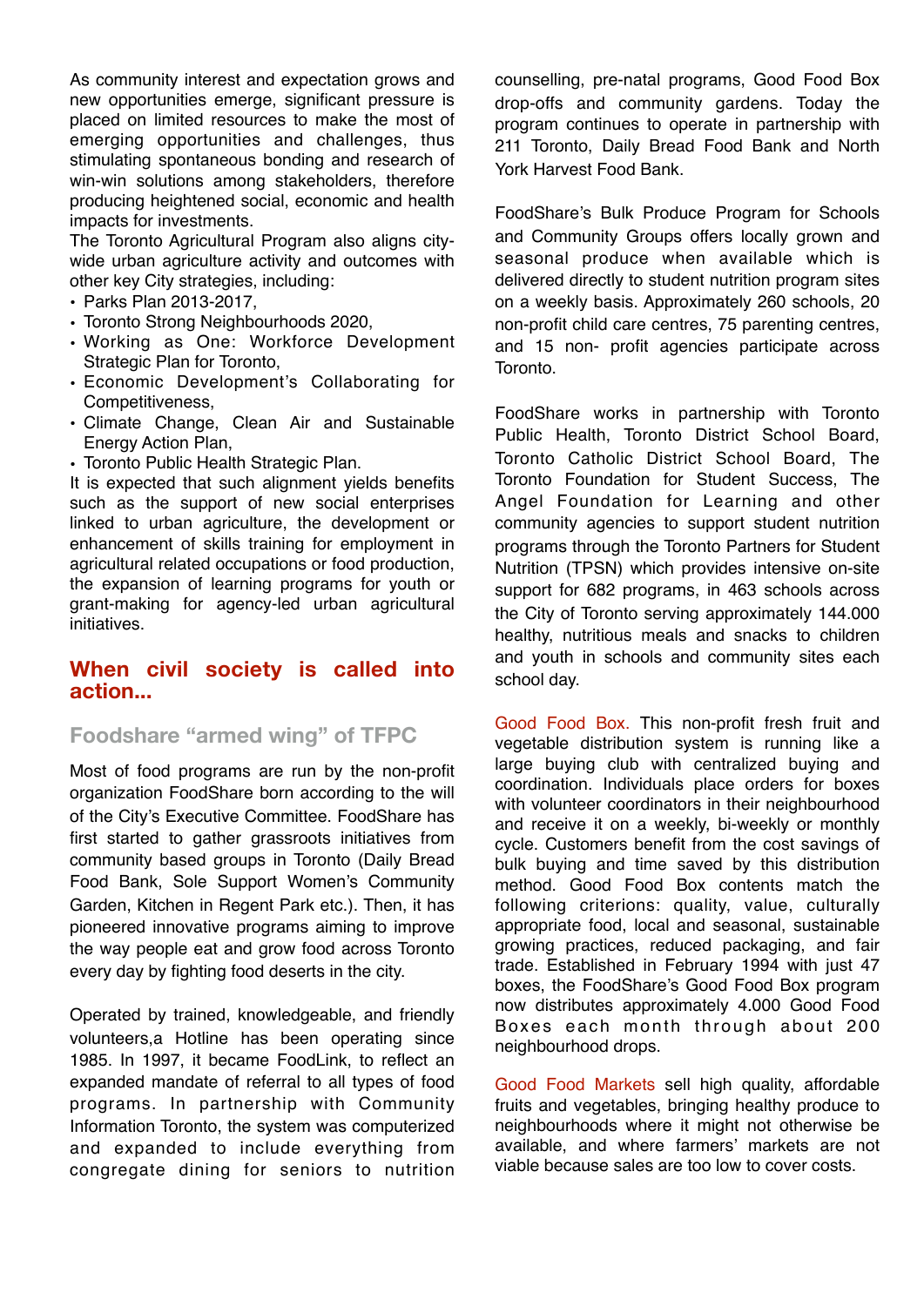As community interest and expectation grows and new opportunities emerge, significant pressure is placed on limited resources to make the most of emerging opportunities and challenges, thus stimulating spontaneous bonding and research of win-win solutions among stakeholders, therefore producing heightened social, economic and health impacts for investments.
The Toronto Agricultural Program also aligns city-wide urban agriculture activity and outcomes with other key City strategies, including:

- Parks Plan 2013-2017,
- Toronto Strong Neighbourhoods 2020,
- Working as One: Workforce Development Strategic Plan for Toronto,
- Economic Development's Collaborating for Competitiveness,
- Climate Change, Clean Air and Sustainable Energy Action Plan,
- Toronto Public Health Strategic Plan.

It is expected that such alignment yields benefits such as the support of new social enterprises linked to urban agriculture, the development or enhancement of skills training for employment in agricultural related occupations or food production, the expansion of learning programs for youth or grant-making for agency-led urban agricultural initiatives.

## When civil society is called into action...

### Foodshare "armed wing" of TFPC

Most of food programs are run by the non-profit organization FoodShare born according to the will of the City's Executive Committee. FoodShare has first started to gather grassroots initiatives from community based groups in Toronto (Daily Bread Food Bank, Sole Support Women's Community Garden, Kitchen in Regent Park etc.). Then, it has pioneered innovative programs aiming to improve the way people eat and grow food across Toronto every day by fighting food deserts in the city.

Operated by trained, knowledgeable, and friendly volunteers,a Hotline has been operating since 1985. In 1997, it became FoodLink, to reflect an expanded mandate of referral to all types of food programs. In partnership with Community Information Toronto, the system was computerized and expanded to include everything from congregate dining for seniors to nutrition counselling, pre-natal programs, Good Food Box drop-offs and community gardens. Today the program continues to operate in partnership with 211 Toronto, Daily Bread Food Bank and North York Harvest Food Bank.

FoodShare's Bulk Produce Program for Schools and Community Groups offers locally grown and seasonal produce when available which is delivered directly to student nutrition program sites on a weekly basis. Approximately 260 schools, 20 non-profit child care centres, 75 parenting centres, and 15 non- profit agencies participate across Toronto.

FoodShare works in partnership with Toronto Public Health, Toronto District School Board, Toronto Catholic District School Board, The Toronto Foundation for Student Success, The Angel Foundation for Learning and other community agencies to support student nutrition programs through the Toronto Partners for Student Nutrition (TPSN) which provides intensive on-site support for 682 programs, in 463 schools across the City of Toronto serving approximately 144.000 healthy, nutritious meals and snacks to children and youth in schools and community sites each school day.

Good Food Box. This non-profit fresh fruit and vegetable distribution system is running like a large buying club with centralized buying and coordination. Individuals place orders for boxes with volunteer coordinators in their neighbourhood and receive it on a weekly, bi-weekly or monthly cycle. Customers benefit from the cost savings of bulk buying and time saved by this distribution method. Good Food Box contents match the following criterions: quality, value, culturally appropriate food, local and seasonal, sustainable growing practices, reduced packaging, and fair trade. Established in February 1994 with just 47 boxes, the FoodShare's Good Food Box program now distributes approximately 4.000 Good Food Boxes each month through about 200 neighbourhood drops.

Good Food Markets sell high quality, affordable fruits and vegetables, bringing healthy produce to neighbourhoods where it might not otherwise be available, and where farmers' markets are not viable because sales are too low to cover costs.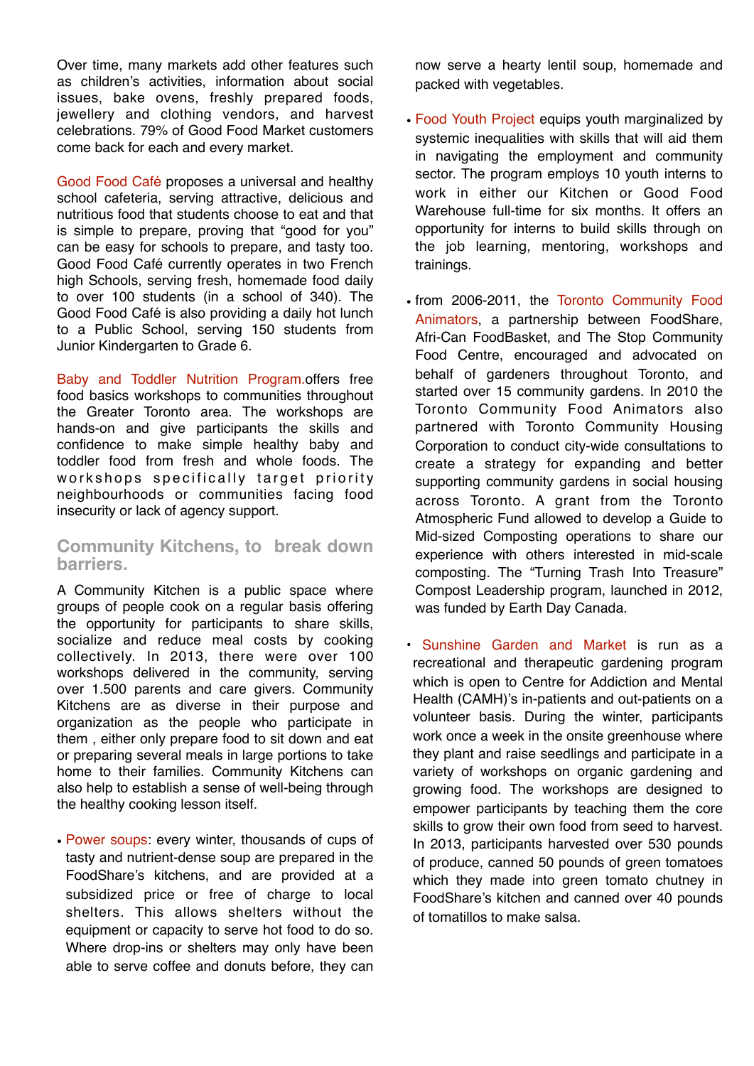Over time, many markets add other features such as children's activities, information about social issues, bake ovens, freshly prepared foods, jewellery and clothing vendors, and harvest celebrations. 79% of Good Food Market customers come back for each and every market.

Good Food Café proposes a universal and healthy school cafeteria, serving attractive, delicious and nutritious food that students choose to eat and that is simple to prepare, proving that "good for you" can be easy for schools to prepare, and tasty too. Good Food Café currently operates in two French high Schools, serving fresh, homemade food daily to over 100 students (in a school of 340). The Good Food Café is also providing a daily hot lunch to a Public School, serving 150 students from Junior Kindergarten to Grade 6.

Baby and Toddler Nutrition Program.offers free food basics workshops to communities throughout the Greater Toronto area. The workshops are hands-on and give participants the skills and confidence to make simple healthy baby and toddler food from fresh and whole foods. The workshops specifically target priority neighbourhoods or communities facing food insecurity or lack of agency support.

## Community Kitchens, to break down barriers.

A Community Kitchen is a public space where groups of people cook on a regular basis offering the opportunity for participants to share skills, socialize and reduce meal costs by cooking collectively. In 2013, there were over 100 workshops delivered in the community, serving over 1.500 parents and care givers. Community Kitchens are as diverse in their purpose and organization as the people who participate in them , either only prepare food to sit down and eat or preparing several meals in large portions to take home to their families. Community Kitchens can also help to establish a sense of well-being through the healthy cooking lesson itself.

- Power soups: every winter, thousands of cups of tasty and nutrient-dense soup are prepared in the FoodShare's kitchens, and are provided at a subsidized price or free of charge to local shelters. This allows shelters without the equipment or capacity to serve hot food to do so. Where drop-ins or shelters may only have been able to serve coffee and donuts before, they can now serve a hearty lentil soup, homemade and packed with vegetables.

- Food Youth Project equips youth marginalized by systemic inequalities with skills that will aid them in navigating the employment and community sector. The program employs 10 youth interns to work in either our Kitchen or Good Food Warehouse full-time for six months. It offers an opportunity for interns to build skills through on the job learning, mentoring, workshops and trainings.

- from 2006-2011, the Toronto Community Food Animators, a partnership between FoodShare, Afri-Can FoodBasket, and The Stop Community Food Centre, encouraged and advocated on behalf of gardeners throughout Toronto, and started over 15 community gardens. In 2010 the Toronto Community Food Animators also partnered with Toronto Community Housing Corporation to conduct city-wide consultations to create a strategy for expanding and better supporting community gardens in social housing across Toronto. A grant from the Toronto Atmospheric Fund allowed to develop a Guide to Mid-sized Composting operations to share our experience with others interested in mid-scale composting. The "Turning Trash Into Treasure" Compost Leadership program, launched in 2012, was funded by Earth Day Canada.

- Sunshine Garden and Market is run as a recreational and therapeutic gardening program which is open to Centre for Addiction and Mental Health (CAMH)'s in-patients and out-patients on a volunteer basis. During the winter, participants work once a week in the onsite greenhouse where they plant and raise seedlings and participate in a variety of workshops on organic gardening and growing food. The workshops are designed to empower participants by teaching them the core skills to grow their own food from seed to harvest. In 2013, participants harvested over 530 pounds of produce, canned 50 pounds of green tomatoes which they made into green tomato chutney in FoodShare's kitchen and canned over 40 pounds of tomatillos to make salsa.